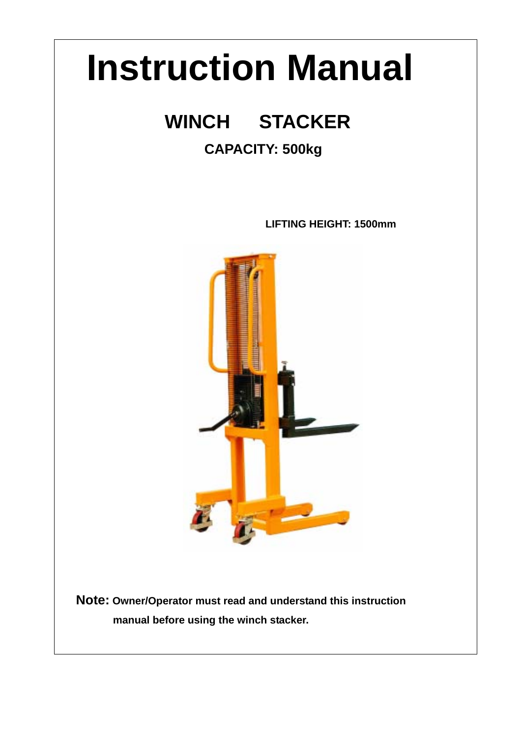# Instruction Manual

## WINCH STACKER

### CAPACITY: 500kg

**LIFTING HEIGHT: 1500mm**

**Note:** **Owner/Operator must read and understand this instruction manual before using the winch stacker.**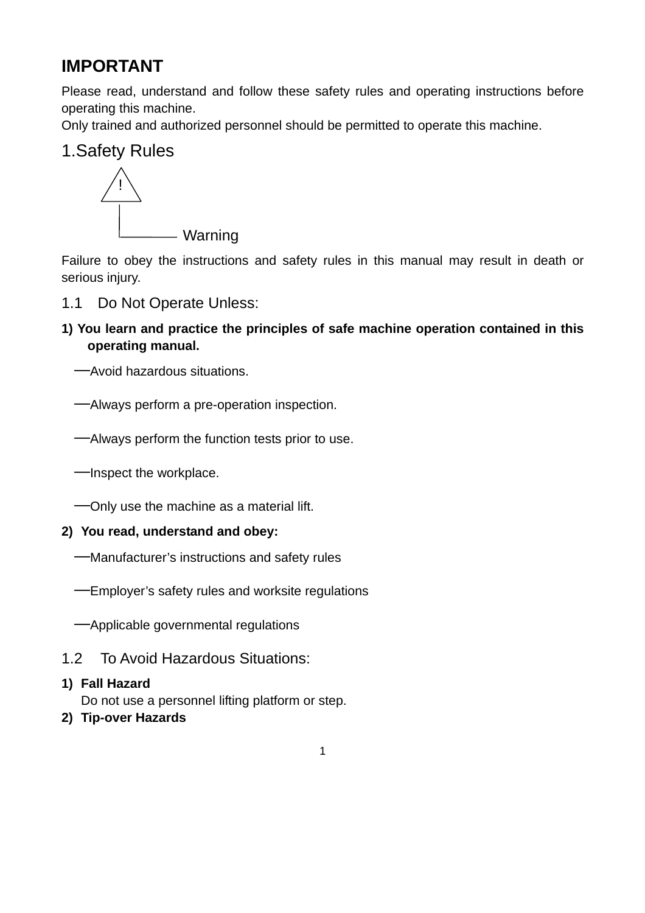# IMPORTANT

Please read, understand and follow these safety rules and operating instructions before operating this machine.
Only trained and authorized personnel should be permitted to operate this machine.

# 1.Safety Rules

⚠ Warning

Failure to obey the instructions and safety rules in this manual may result in death or serious injury.

## 1.1 Do Not Operate Unless:

**1) You learn and practice the principles of safe machine operation contained in this operating manual.**

—Avoid hazardous situations.

—Always perform a pre-operation inspection.

—Always perform the function tests prior to use.

—Inspect the workplace.

—Only use the machine as a material lift.

**2) You read, understand and obey:**

—Manufacturer's instructions and safety rules

—Employer's safety rules and worksite regulations

—Applicable governmental regulations

## 1.2 To Avoid Hazardous Situations:

1) **Fall Hazard**
   Do not use a personnel lifting platform or step.
2) **Tip-over Hazards**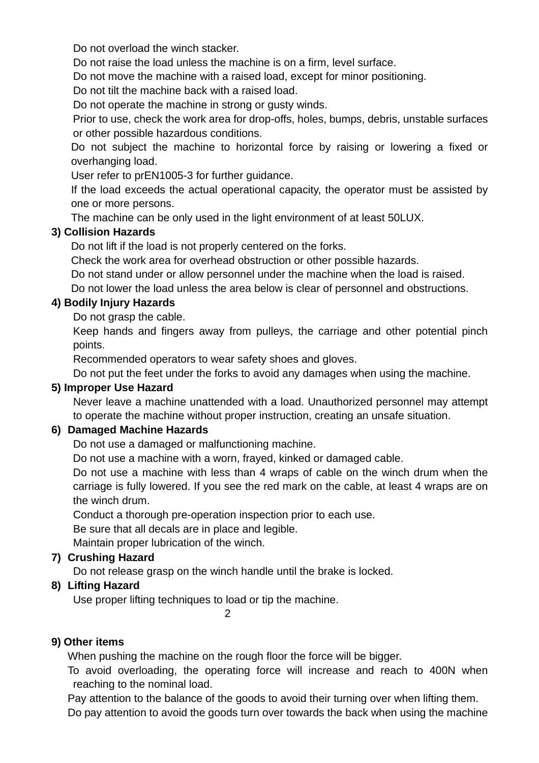Do not overload the winch stacker.

Do not raise the load unless the machine is on a firm, level surface.

Do not move the machine with a raised load, except for minor positioning.

Do not tilt the machine back with a raised load.

Do not operate the machine in strong or gusty winds.

Prior to use, check the work area for drop-offs, holes, bumps, debris, unstable surfaces or other possible hazardous conditions.

Do not subject the machine to horizontal force by raising or lowering a fixed or overhanging load.

User refer to prEN1005-3 for further guidance.

If the load exceeds the actual operational capacity, the operator must be assisted by one or more persons.

The machine can be only used in the light environment of at least 50LUX.

**3) Collision Hazards**

Do not lift if the load is not properly centered on the forks.

Check the work area for overhead obstruction or other possible hazards.

Do not stand under or allow personnel under the machine when the load is raised.

Do not lower the load unless the area below is clear of personnel and obstructions.

**4) Bodily Injury Hazards**

Do not grasp the cable.

Keep hands and fingers away from pulleys, the carriage and other potential pinch points.

Recommended operators to wear safety shoes and gloves.

Do not put the feet under the forks to avoid any damages when using the machine.

**5) Improper Use Hazard**

Never leave a machine unattended with a load. Unauthorized personnel may attempt to operate the machine without proper instruction, creating an unsafe situation.

**6) Damaged Machine Hazards**

Do not use a damaged or malfunctioning machine.

Do not use a machine with a worn, frayed, kinked or damaged cable.

Do not use a machine with less than 4 wraps of cable on the winch drum when the carriage is fully lowered. If you see the red mark on the cable, at least 4 wraps are on the winch drum.

Conduct a thorough pre-operation inspection prior to each use.

Be sure that all decals are in place and legible.

Maintain proper lubrication of the winch.

**7) Crushing Hazard**

Do not release grasp on the winch handle until the brake is locked.

**8) Lifting Hazard**

Use proper lifting techniques to load or tip the machine.

**9) Other items**

When pushing the machine on the rough floor the force will be bigger.

To avoid overloading, the operating force will increase and reach to 400N when reaching to the nominal load.

Pay attention to the balance of the goods to avoid their turning over when lifting them.

Do pay attention to avoid the goods turn over towards the back when using the machine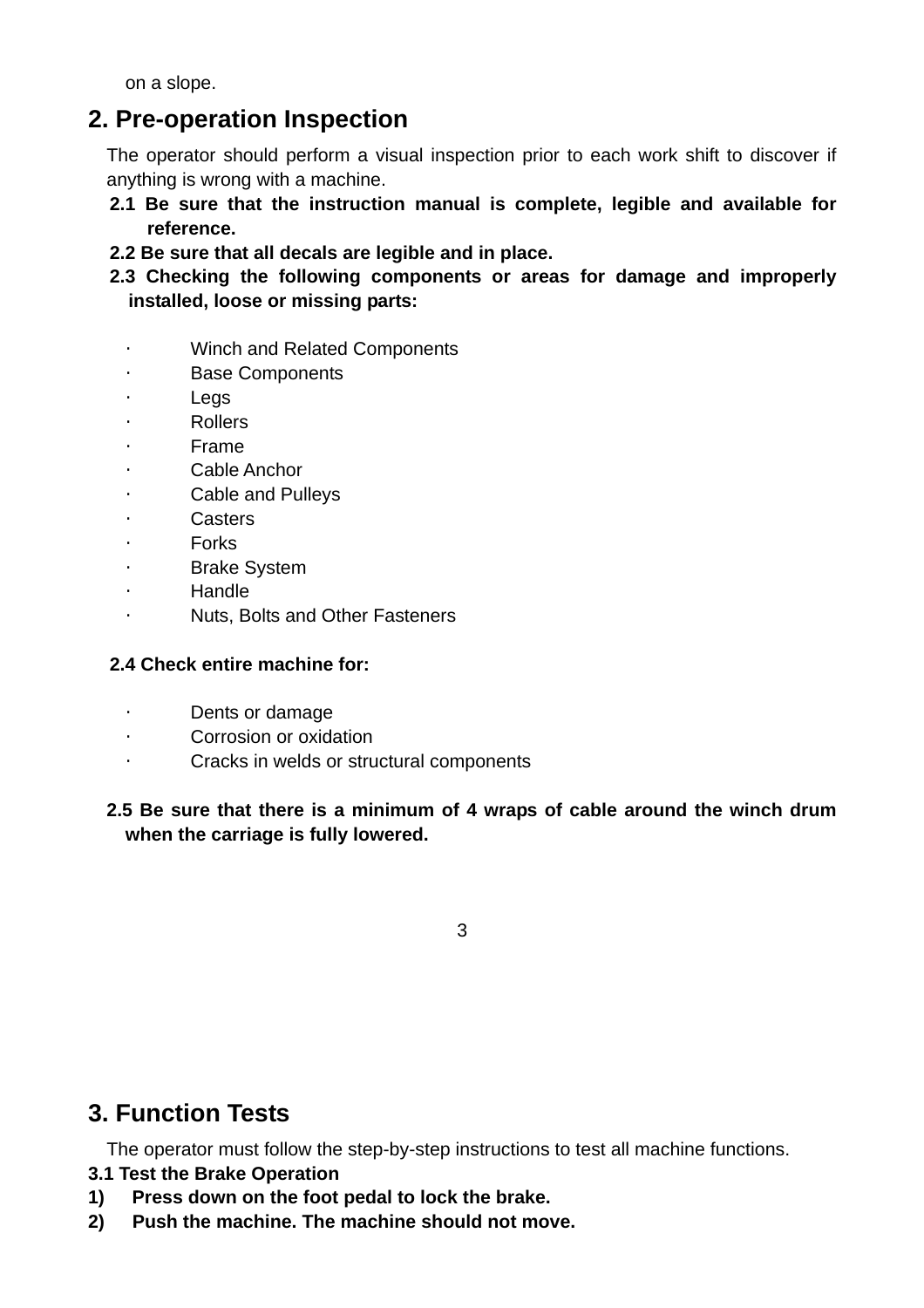on a slope.

## 2. Pre-operation Inspection

The operator should perform a visual inspection prior to each work shift to discover if anything is wrong with a machine.

**2.1 Be sure that the instruction manual is complete, legible and available for reference.**

**2.2 Be sure that all decals are legible and in place.**

**2.3 Checking the following components or areas for damage and improperly installed, loose or missing parts:**

- Winch and Related Components
- Base Components
- Legs
- Rollers
- Frame
- Cable Anchor
- Cable and Pulleys
- Casters
- Forks
- Brake System
- Handle
- Nuts, Bolts and Other Fasteners

**2.4 Check entire machine for:**

- Dents or damage
- Corrosion or oxidation
- Cracks in welds or structural components

**2.5 Be sure that there is a minimum of 4 wraps of cable around the winch drum when the carriage is fully lowered.**

## 3. Function Tests

The operator must follow the step-by-step instructions to test all machine functions.

**3.1 Test the Brake Operation**

1) **Press down on the foot pedal to lock the brake.**
2) **Push the machine. The machine should not move.**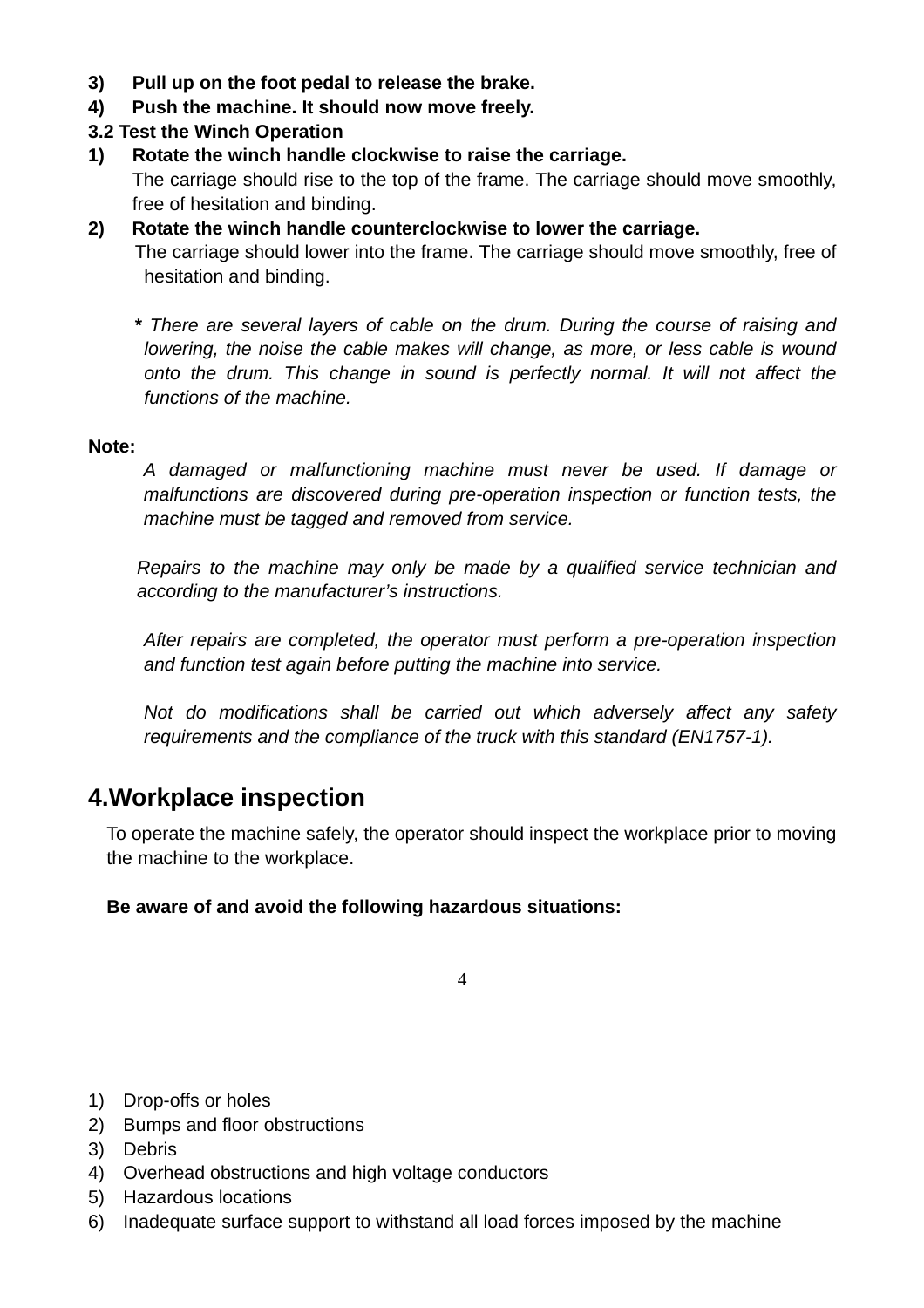3) **Pull up on the foot pedal to release the brake.**
4) **Push the machine. It should now move freely.**

**3.2 Test the Winch Operation**

1) **Rotate the winch handle clockwise to raise the carriage.**
   The carriage should rise to the top of the frame. The carriage should move smoothly, free of hesitation and binding.
2) **Rotate the winch handle counterclockwise to lower the carriage.**
   The carriage should lower into the frame. The carriage should move smoothly, free of hesitation and binding.

   ***** *There are several layers of cable on the drum. During the course of raising and lowering, the noise the cable makes will change, as more, or less cable is wound onto the drum. This change in sound is perfectly normal. It will not affect the functions of the machine.*

**Note:**

*A damaged or malfunctioning machine must never be used. If damage or malfunctions are discovered during pre-operation inspection or function tests, the machine must be tagged and removed from service.*

*Repairs to the machine may only be made by a qualified service technician and according to the manufacturer's instructions.*

*After repairs are completed, the operator must perform a pre-operation inspection and function test again before putting the machine into service.*

*Not do modifications shall be carried out which adversely affect any safety requirements and the compliance of the truck with this standard (EN1757-1).*

## 4.Workplace inspection

To operate the machine safely, the operator should inspect the workplace prior to moving the machine to the workplace.

**Be aware of and avoid the following hazardous situations:**

1) Drop-offs or holes
2) Bumps and floor obstructions
3) Debris
4) Overhead obstructions and high voltage conductors
5) Hazardous locations
6) Inadequate surface support to withstand all load forces imposed by the machine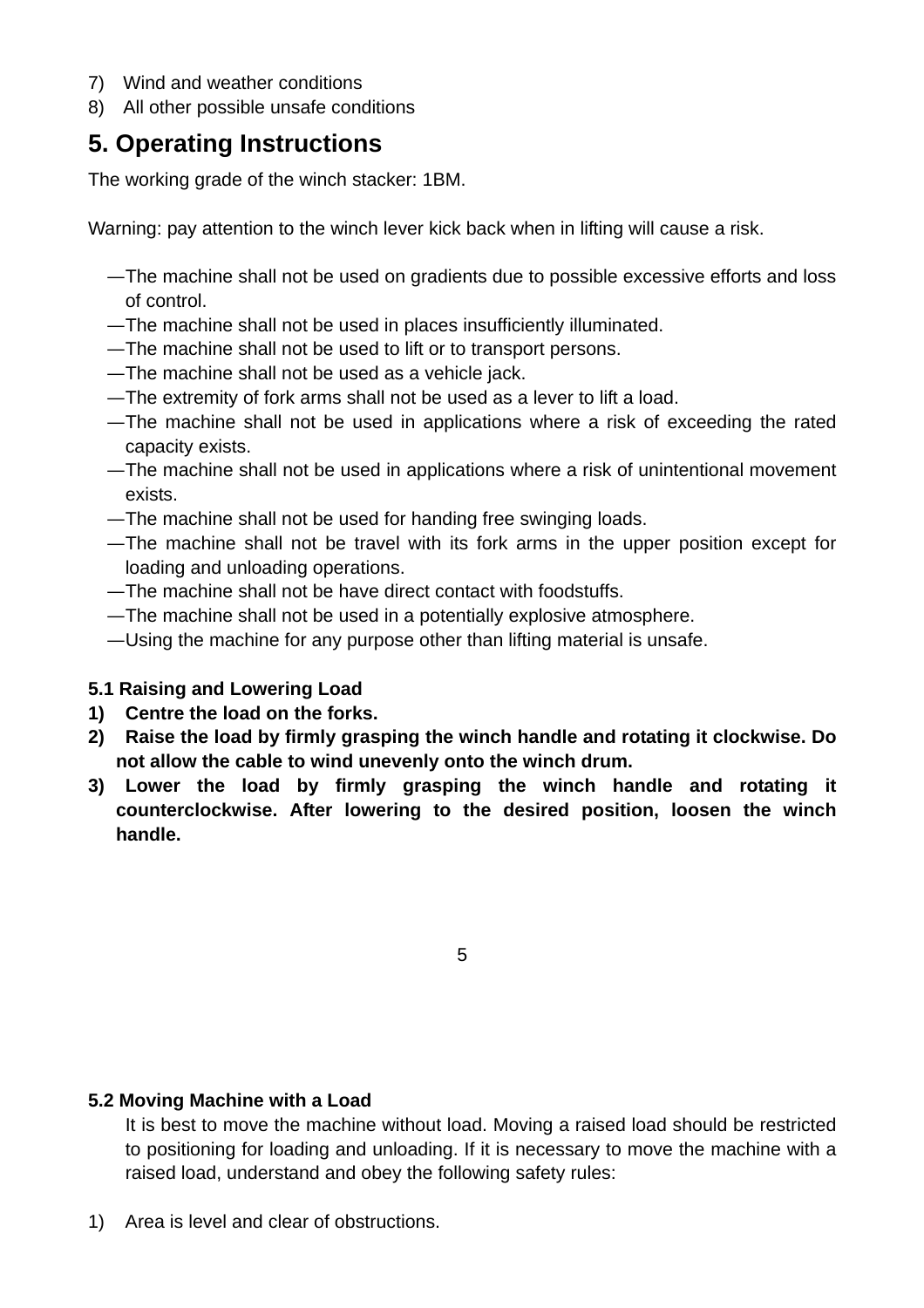7) Wind and weather conditions
8) All other possible unsafe conditions

## 5. Operating Instructions

The working grade of the winch stacker: 1BM.

Warning: pay attention to the winch lever kick back when in lifting will cause a risk.

—The machine shall not be used on gradients due to possible excessive efforts and loss of control.
—The machine shall not be used in places insufficiently illuminated.
—The machine shall not be used to lift or to transport persons.
—The machine shall not be used as a vehicle jack.
—The extremity of fork arms shall not be used as a lever to lift a load.
—The machine shall not be used in applications where a risk of exceeding the rated capacity exists.
—The machine shall not be used in applications where a risk of unintentional movement exists.
—The machine shall not be used for handing free swinging loads.
—The machine shall not be travel with its fork arms in the upper position except for loading and unloading operations.
—The machine shall not be have direct contact with foodstuffs.
—The machine shall not be used in a potentially explosive atmosphere.
—Using the machine for any purpose other than lifting material is unsafe.

### 5.1 Raising and Lowering Load

1) **Centre the load on the forks.**
2) **Raise the load by firmly grasping the winch handle and rotating it clockwise. Do not allow the cable to wind unevenly onto the winch drum.**
3) **Lower the load by firmly grasping the winch handle and rotating it counterclockwise. After lowering to the desired position, loosen the winch handle.**

### 5.2 Moving Machine with a Load

It is best to move the machine without load. Moving a raised load should be restricted to positioning for loading and unloading. If it is necessary to move the machine with a raised load, understand and obey the following safety rules:

1) Area is level and clear of obstructions.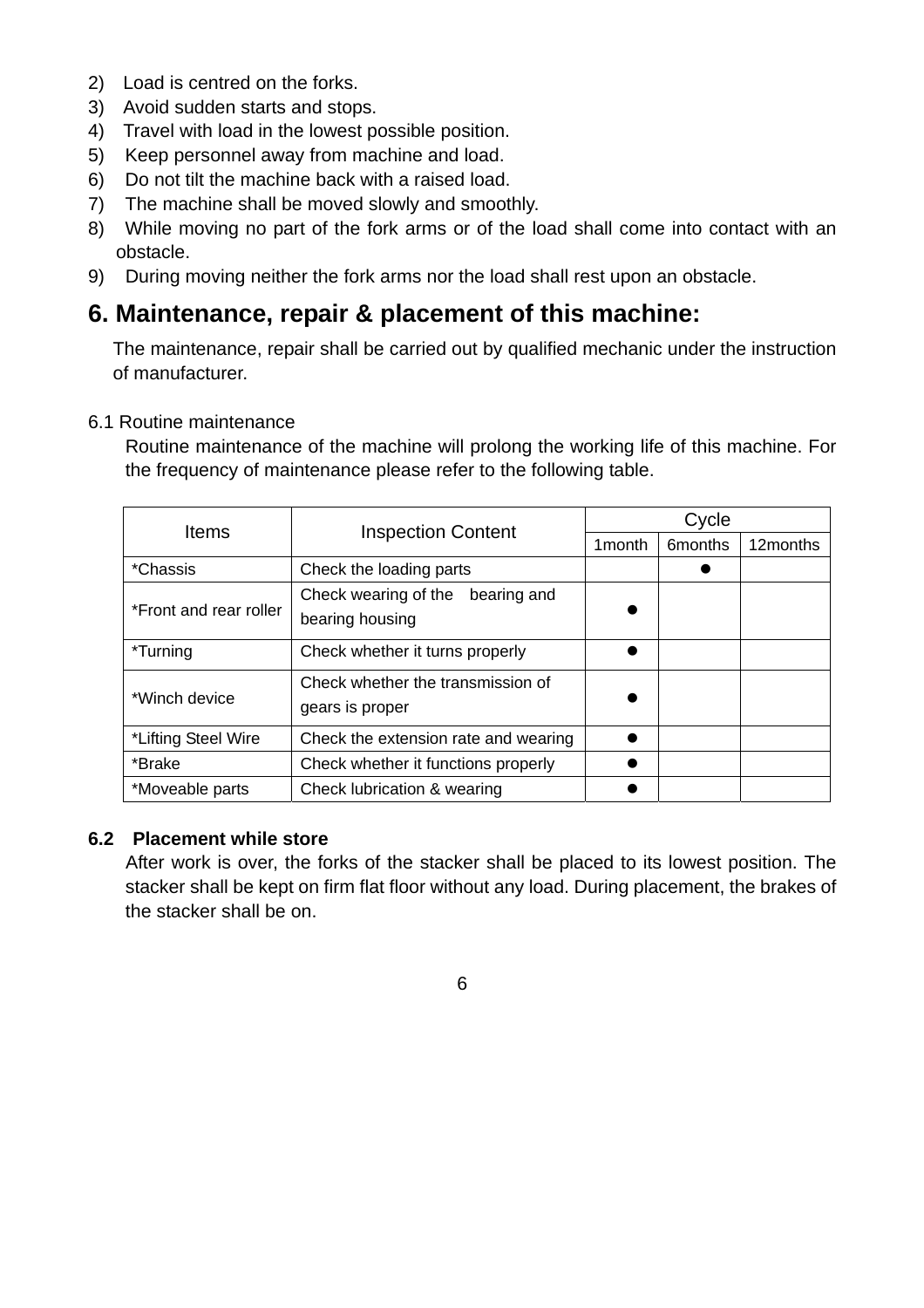2) Load is centred on the forks.
3) Avoid sudden starts and stops.
4) Travel with load in the lowest possible position.
5) Keep personnel away from machine and load.
6) Do not tilt the machine back with a raised load.
7) The machine shall be moved slowly and smoothly.
8) While moving no part of the fork arms or of the load shall come into contact with an obstacle.
9) During moving neither the fork arms nor the load shall rest upon an obstacle.

# 6. Maintenance, repair & placement of this machine:

The maintenance, repair shall be carried out by qualified mechanic under the instruction of manufacturer.

6.1 Routine maintenance

Routine maintenance of the machine will prolong the working life of this machine. For the frequency of maintenance please refer to the following table.

| Items | Inspection Content | Cycle | | |
|---|---|---|---|---|
| | | 1month | 6months | 12months |
| *Chassis | Check the loading parts | | ● | |
| *Front and rear roller | Check wearing of the bearing and bearing housing | ● | | |
| *Turning | Check whether it turns properly | ● | | |
| *Winch device | Check whether the transmission of gears is proper | ● | | |
| *Lifting Steel Wire | Check the extension rate and wearing | ● | | |
| *Brake | Check whether it functions properly | ● | | |
| *Moveable parts | Check lubrication & wearing | ● | | |

**6.2 Placement while store**

After work is over, the forks of the stacker shall be placed to its lowest position. The stacker shall be kept on firm flat floor without any load. During placement, the brakes of the stacker shall be on.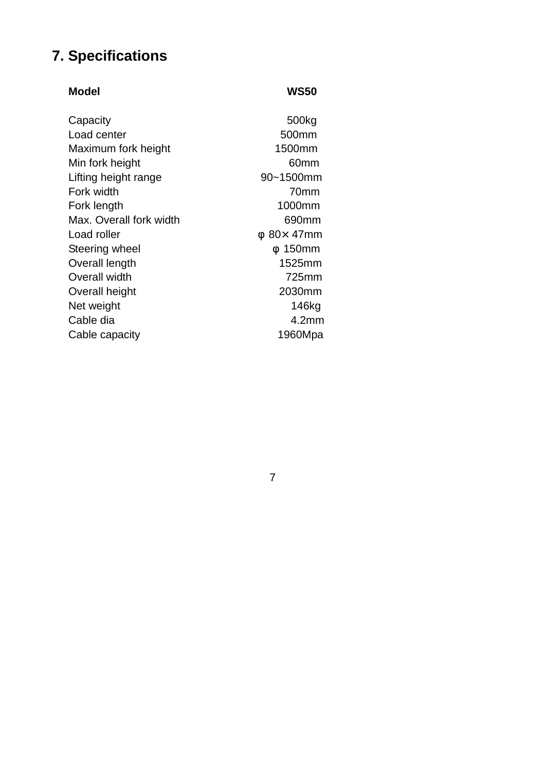## 7. Specifications

| **Model** | **WS50** |
|---|---|
| Capacity | 500kg |
| Load center | 500mm |
| Maximum fork height | 1500mm |
| Min fork height | 60mm |
| Lifting height range | 90~1500mm |
| Fork width | 70mm |
| Fork length | 1000mm |
| Max. Overall fork width | 690mm |
| Load roller | φ 80× 47mm |
| Steering wheel | φ 150mm |
| Overall length | 1525mm |
| Overall width | 725mm |
| Overall height | 2030mm |
| Net weight | 146kg |
| Cable dia | 4.2mm |
| Cable capacity | 1960Mpa |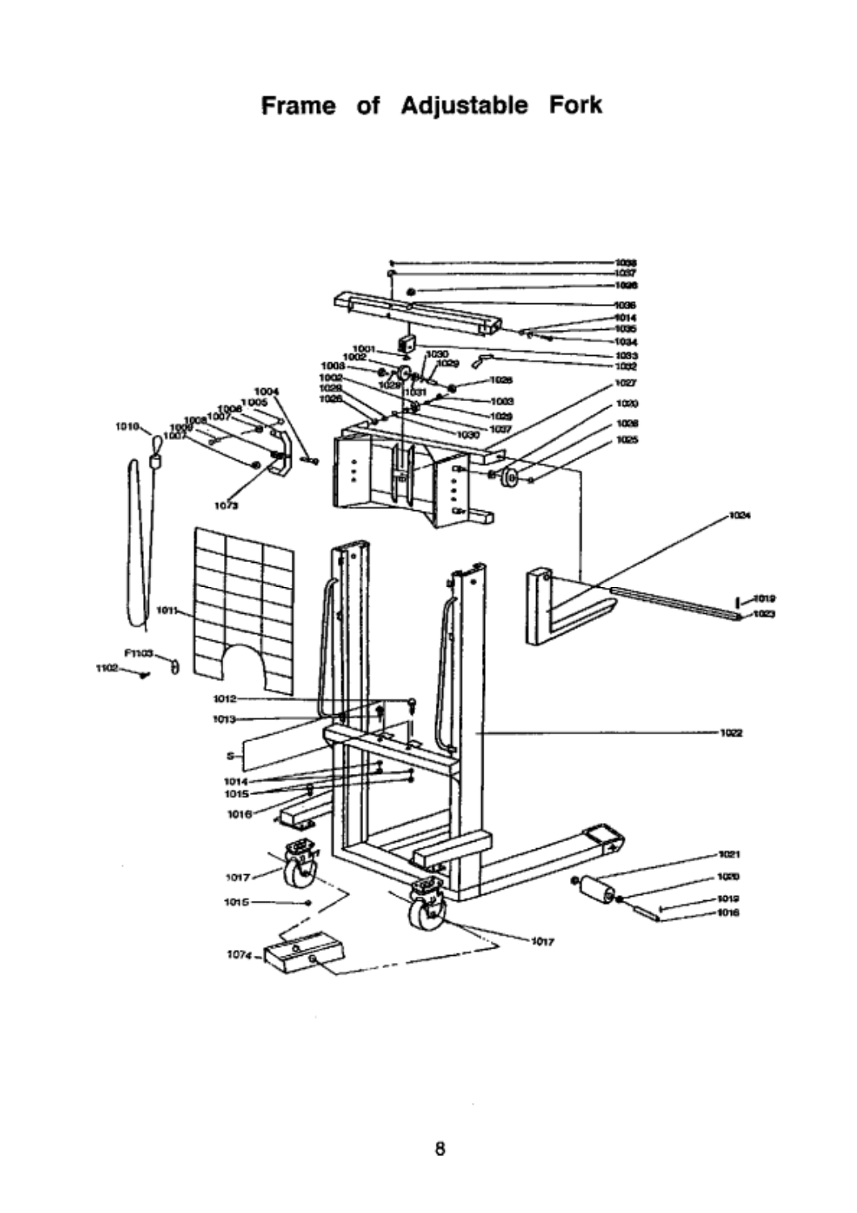# Frame of Adjustable Fork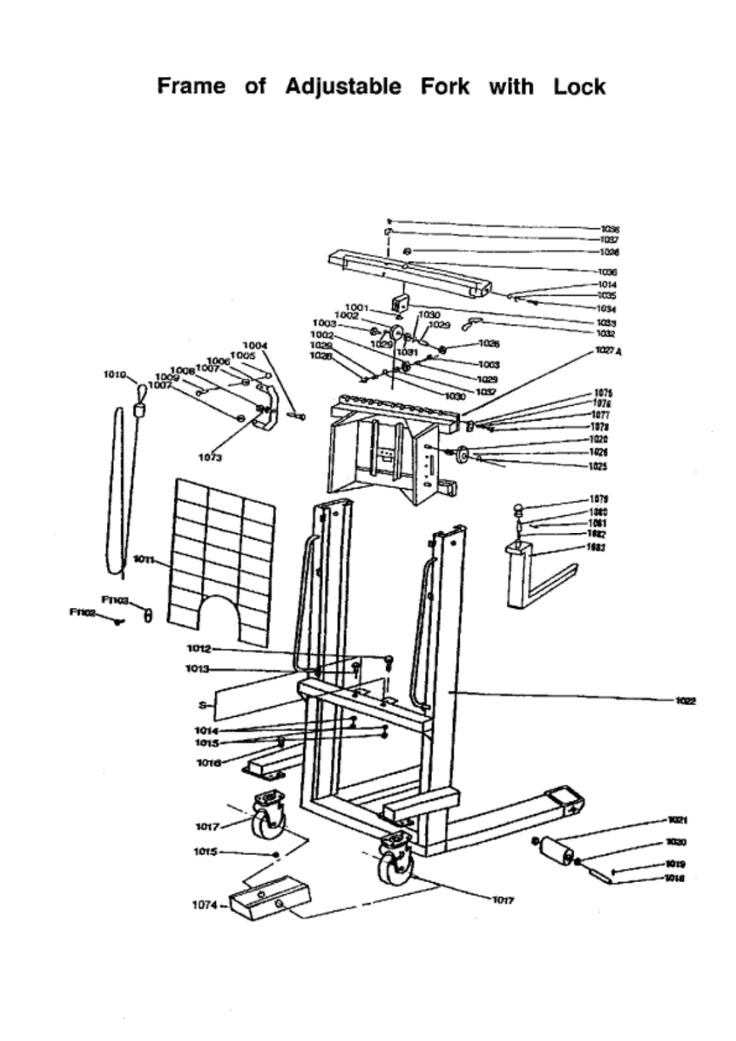# Frame of Adjustable Fork with Lock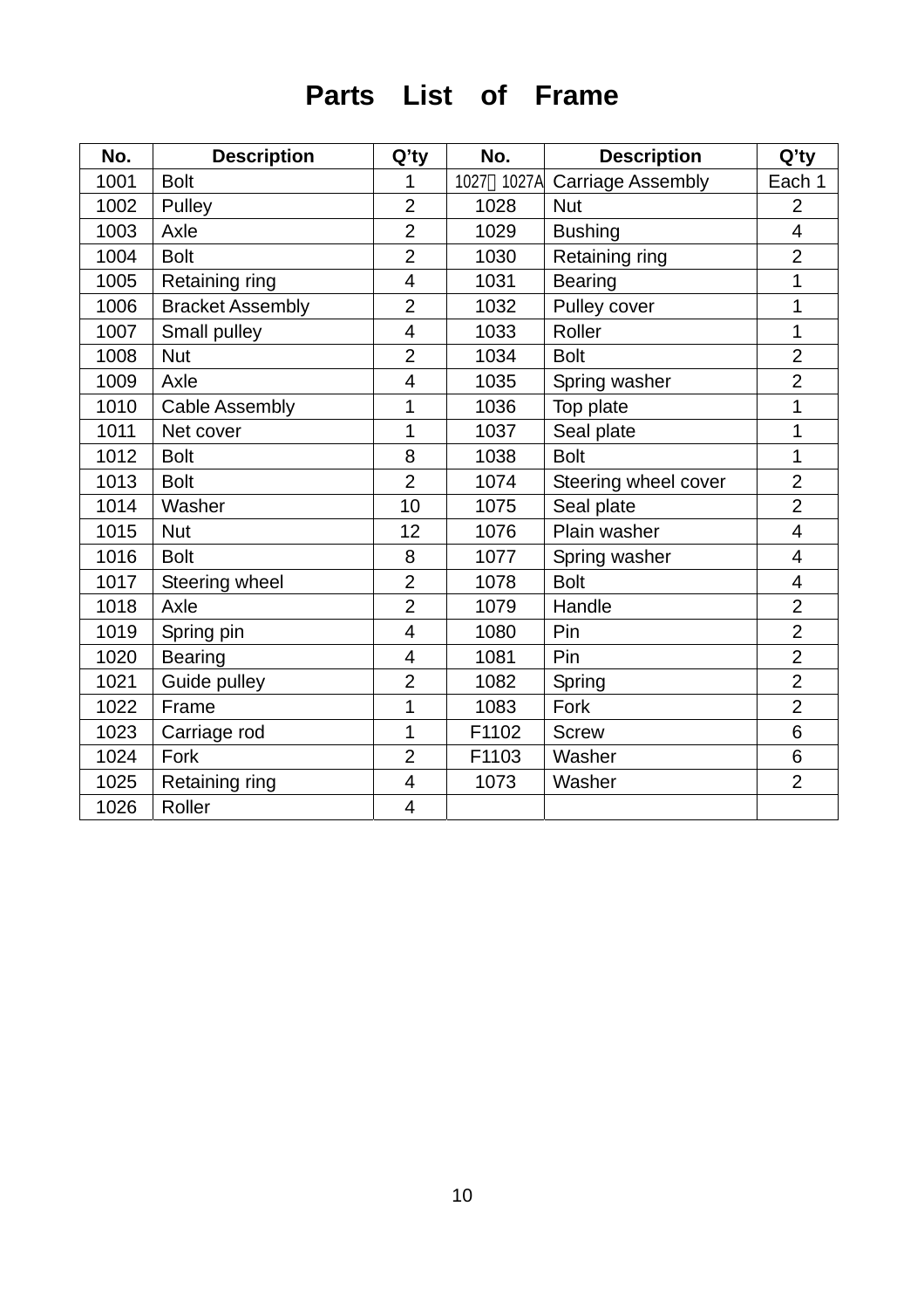# Parts List of Frame

| No. | Description | Q'ty | No. | Description | Q'ty |
|---|---|---|---|---|---|
| 1001 | Bolt | 1 | 1027、1027A | Carriage Assembly | Each 1 |
| 1002 | Pulley | 2 | 1028 | Nut | 2 |
| 1003 | Axle | 2 | 1029 | Bushing | 4 |
| 1004 | Bolt | 2 | 1030 | Retaining ring | 2 |
| 1005 | Retaining ring | 4 | 1031 | Bearing | 1 |
| 1006 | Bracket Assembly | 2 | 1032 | Pulley cover | 1 |
| 1007 | Small pulley | 4 | 1033 | Roller | 1 |
| 1008 | Nut | 2 | 1034 | Bolt | 2 |
| 1009 | Axle | 4 | 1035 | Spring washer | 2 |
| 1010 | Cable Assembly | 1 | 1036 | Top plate | 1 |
| 1011 | Net cover | 1 | 1037 | Seal plate | 1 |
| 1012 | Bolt | 8 | 1038 | Bolt | 1 |
| 1013 | Bolt | 2 | 1074 | Steering wheel cover | 2 |
| 1014 | Washer | 10 | 1075 | Seal plate | 2 |
| 1015 | Nut | 12 | 1076 | Plain washer | 4 |
| 1016 | Bolt | 8 | 1077 | Spring washer | 4 |
| 1017 | Steering wheel | 2 | 1078 | Bolt | 4 |
| 1018 | Axle | 2 | 1079 | Handle | 2 |
| 1019 | Spring pin | 4 | 1080 | Pin | 2 |
| 1020 | Bearing | 4 | 1081 | Pin | 2 |
| 1021 | Guide pulley | 2 | 1082 | Spring | 2 |
| 1022 | Frame | 1 | 1083 | Fork | 2 |
| 1023 | Carriage rod | 1 | F1102 | Screw | 6 |
| 1024 | Fork | 2 | F1103 | Washer | 6 |
| 1025 | Retaining ring | 4 | 1073 | Washer | 2 |
| 1026 | Roller | 4 | | | |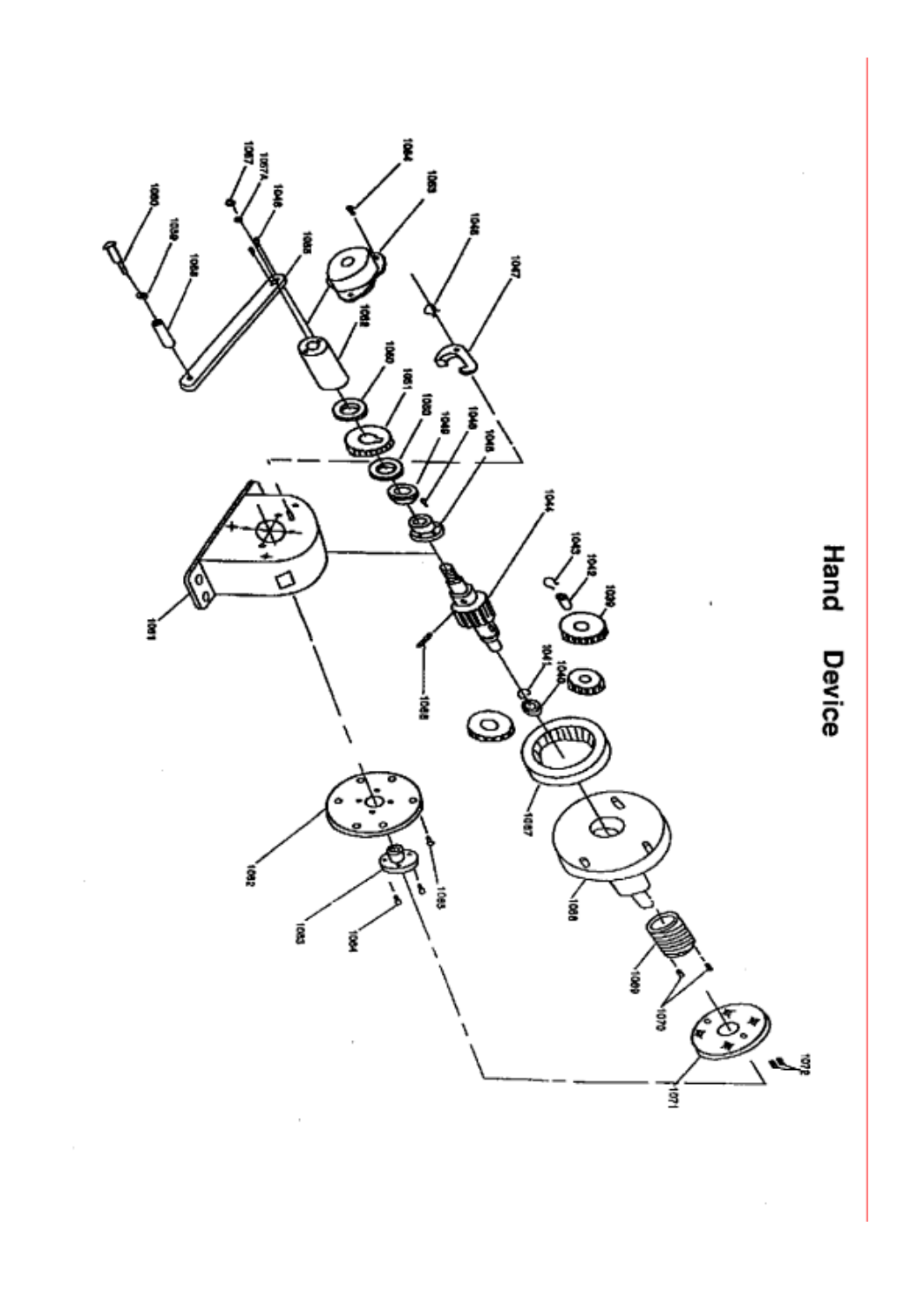# Hand Device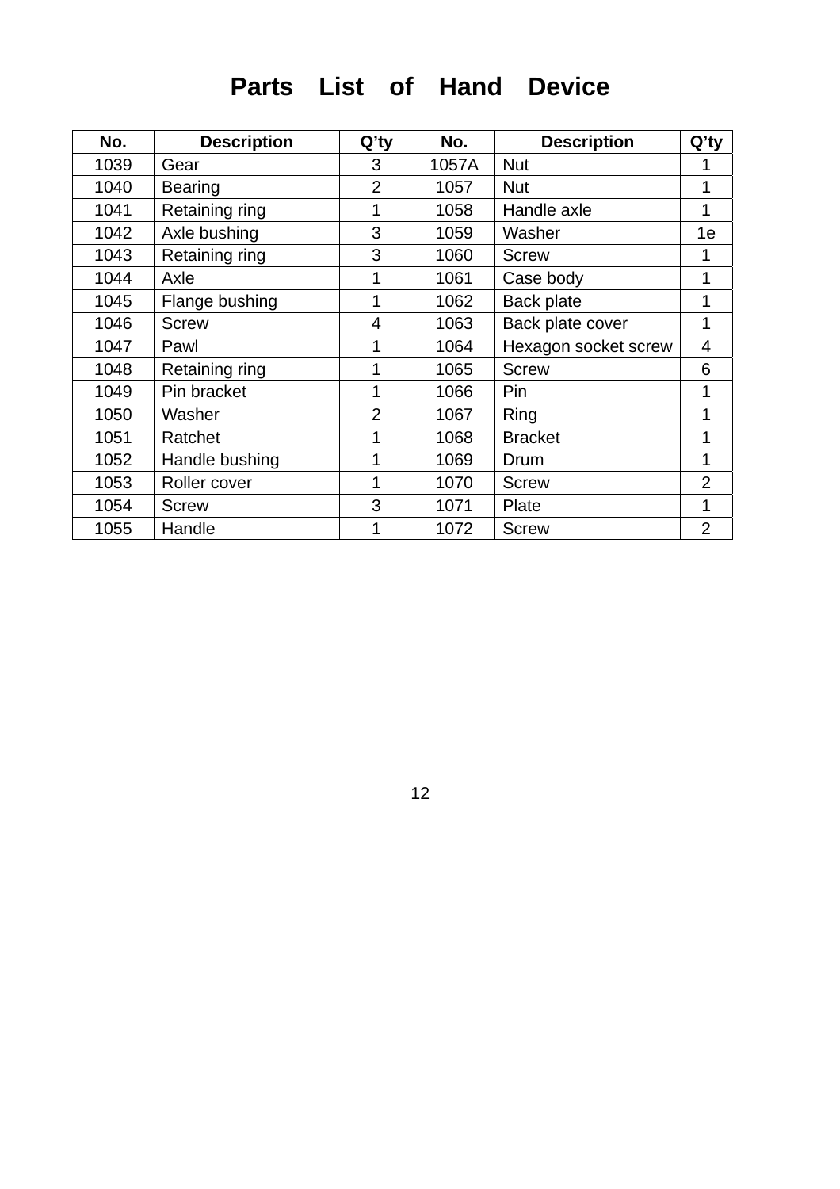# Parts List of Hand Device

| No. | Description | Q'ty | No. | Description | Q'ty |
|---|---|---|---|---|---|
| 1039 | Gear | 3 | 1057A | Nut | 1 |
| 1040 | Bearing | 2 | 1057 | Nut | 1 |
| 1041 | Retaining ring | 1 | 1058 | Handle axle | 1 |
| 1042 | Axle bushing | 3 | 1059 | Washer | 1e |
| 1043 | Retaining ring | 3 | 1060 | Screw | 1 |
| 1044 | Axle | 1 | 1061 | Case body | 1 |
| 1045 | Flange bushing | 1 | 1062 | Back plate | 1 |
| 1046 | Screw | 4 | 1063 | Back plate cover | 1 |
| 1047 | Pawl | 1 | 1064 | Hexagon socket screw | 4 |
| 1048 | Retaining ring | 1 | 1065 | Screw | 6 |
| 1049 | Pin bracket | 1 | 1066 | Pin | 1 |
| 1050 | Washer | 2 | 1067 | Ring | 1 |
| 1051 | Ratchet | 1 | 1068 | Bracket | 1 |
| 1052 | Handle bushing | 1 | 1069 | Drum | 1 |
| 1053 | Roller cover | 1 | 1070 | Screw | 2 |
| 1054 | Screw | 3 | 1071 | Plate | 1 |
| 1055 | Handle | 1 | 1072 | Screw | 2 |